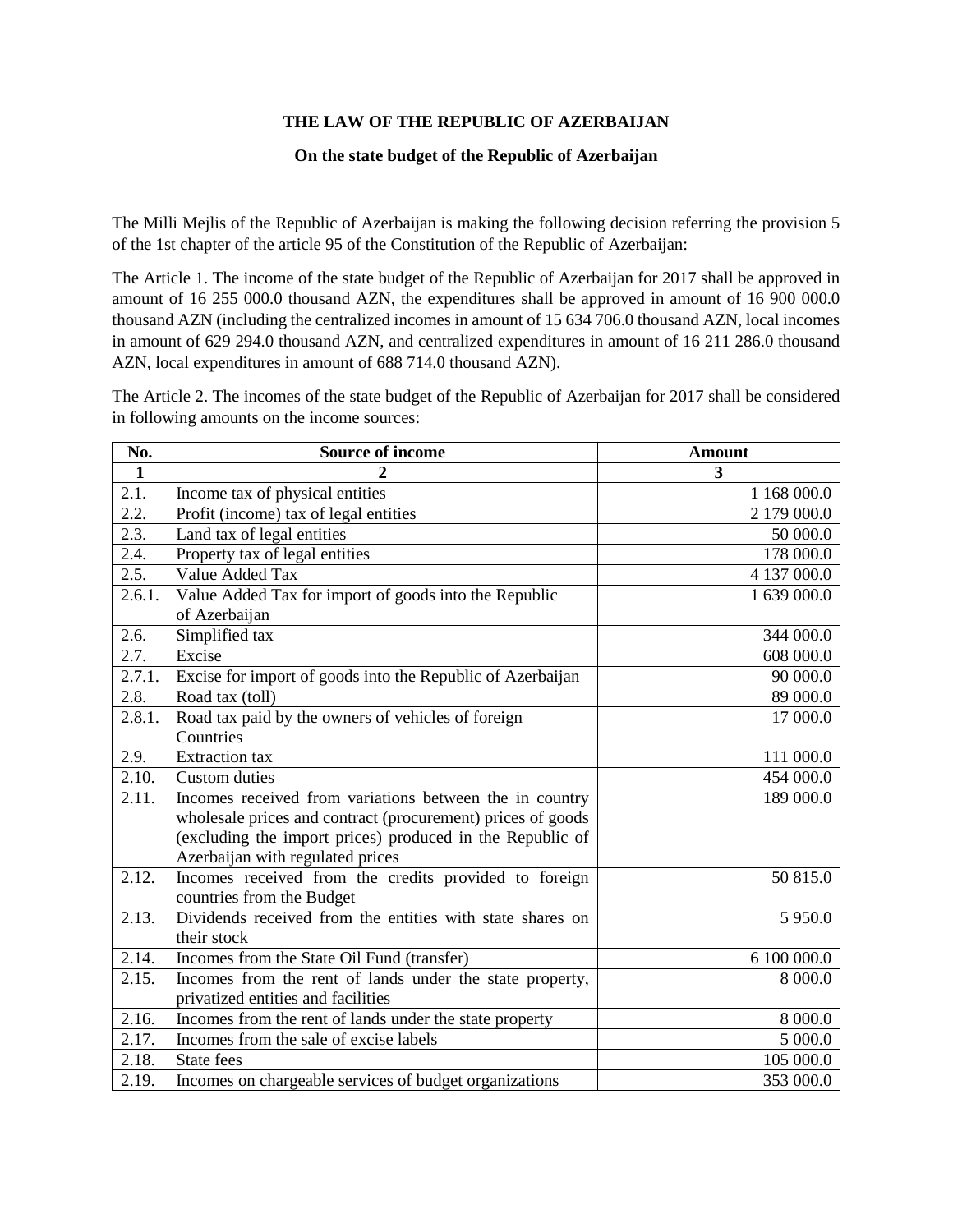# THE LAW OF THE REPUBLIC OF AZERBAIJAN

## On the state budget of the Republic of Azerbaijan

The Milli Mejlis of the Republic of Azerbaijan is making the following decision referring the provision 5 of the 1st chapter of the article 95 of the Constitution of the Republic of Azerbaijan:

The Article 1. The income of the state budget of the Republic of Azerbaijan for 2017 shall be approved in amount of 16 255 000.0 thousand AZN, the expenditures shall be approved in amount of 16 900 000.0 thousand AZN (including the centralized incomes in amount of 15 634 706.0 thousand AZN, local incomes in amount of 629 294.0 thousand AZN, and centralized expenditures in amount of 16 211 286.0 thousand AZN, local expenditures in amount of 688 714.0 thousand AZN).

The Article 2. The incomes of the state budget of the Republic of Azerbaijan for 2017 shall be considered in following amounts on the income sources:

| No. | Source of income | Amount |
|---|---|---|
| 1 | 2 | 3 |
| 2.1. | Income tax of physical entities | 1 168 000.0 |
| 2.2. | Profit (income) tax of legal entities | 2 179 000.0 |
| 2.3. | Land tax of legal entities | 50 000.0 |
| 2.4. | Property tax of legal entities | 178 000.0 |
| 2.5. | Value Added Tax | 4 137 000.0 |
| 2.6.1. | Value Added Tax for import of goods into the Republic of Azerbaijan | 1 639 000.0 |
| 2.6. | Simplified tax | 344 000.0 |
| 2.7. | Excise | 608 000.0 |
| 2.7.1. | Excise for import of goods into the Republic of Azerbaijan | 90 000.0 |
| 2.8. | Road tax (toll) | 89 000.0 |
| 2.8.1. | Road tax paid by the owners of vehicles of foreign Countries | 17 000.0 |
| 2.9. | Extraction tax | 111 000.0 |
| 2.10. | Custom duties | 454 000.0 |
| 2.11. | Incomes received from variations between the in country wholesale prices and contract (procurement) prices of goods (excluding the import prices) produced in the Republic of Azerbaijan with regulated prices | 189 000.0 |
| 2.12. | Incomes received from the credits provided to foreign countries from the Budget | 50 815.0 |
| 2.13. | Dividends received from the entities with state shares on their stock | 5 950.0 |
| 2.14. | Incomes from the State Oil Fund (transfer) | 6 100 000.0 |
| 2.15. | Incomes from the rent of lands under the state property, privatized entities and facilities | 8 000.0 |
| 2.16. | Incomes from the rent of lands under the state property | 8 000.0 |
| 2.17. | Incomes from the sale of excise labels | 5 000.0 |
| 2.18. | State fees | 105 000.0 |
| 2.19. | Incomes on chargeable services of budget organizations | 353 000.0 |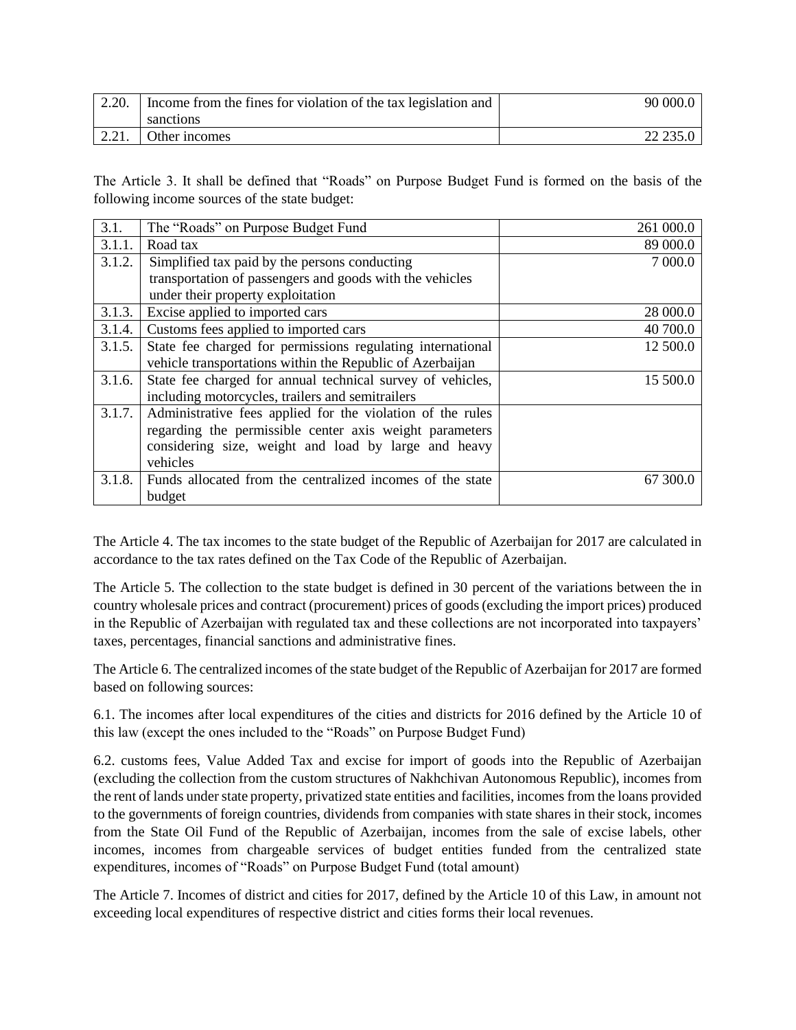| 2.20. | Income from the fines for violation of the tax legislation and sanctions | 90 000.0 |
|---|---|---|
| 2.21. | Other incomes | 22 235.0 |

The Article 3. It shall be defined that "Roads" on Purpose Budget Fund is formed on the basis of the following income sources of the state budget:

| 3.1. | The "Roads" on Purpose Budget Fund | 261 000.0 |
|---|---|---|
| 3.1.1. | Road tax | 89 000.0 |
| 3.1.2. | Simplified tax paid by the persons conducting transportation of passengers and goods with the vehicles under their property exploitation | 7 000.0 |
| 3.1.3. | Excise applied to imported cars | 28 000.0 |
| 3.1.4. | Customs fees applied to imported cars | 40 700.0 |
| 3.1.5. | State fee charged for permissions regulating international vehicle transportations within the Republic of Azerbaijan | 12 500.0 |
| 3.1.6. | State fee charged for annual technical survey of vehicles, including motorcycles, trailers and semitrailers | 15 500.0 |
| 3.1.7. | Administrative fees applied for the violation of the rules regarding the permissible center axis weight parameters considering size, weight and load by large and heavy vehicles | |
| 3.1.8. | Funds allocated from the centralized incomes of the state budget | 67 300.0 |

The Article 4. The tax incomes to the state budget of the Republic of Azerbaijan for 2017 are calculated in accordance to the tax rates defined on the Tax Code of the Republic of Azerbaijan.

The Article 5. The collection to the state budget is defined in 30 percent of the variations between the in country wholesale prices and contract (procurement) prices of goods (excluding the import prices) produced in the Republic of Azerbaijan with regulated tax and these collections are not incorporated into taxpayers' taxes, percentages, financial sanctions and administrative fines.

The Article 6. The centralized incomes of the state budget of the Republic of Azerbaijan for 2017 are formed based on following sources:

6.1. The incomes after local expenditures of the cities and districts for 2016 defined by the Article 10 of this law (except the ones included to the "Roads" on Purpose Budget Fund)

6.2. customs fees, Value Added Tax and excise for import of goods into the Republic of Azerbaijan (excluding the collection from the custom structures of Nakhchivan Autonomous Republic), incomes from the rent of lands under state property, privatized state entities and facilities, incomes from the loans provided to the governments of foreign countries, dividends from companies with state shares in their stock, incomes from the State Oil Fund of the Republic of Azerbaijan, incomes from the sale of excise labels, other incomes, incomes from chargeable services of budget entities funded from the centralized state expenditures, incomes of "Roads" on Purpose Budget Fund (total amount)

The Article 7. Incomes of district and cities for 2017, defined by the Article 10 of this Law, in amount not exceeding local expenditures of respective district and cities forms their local revenues.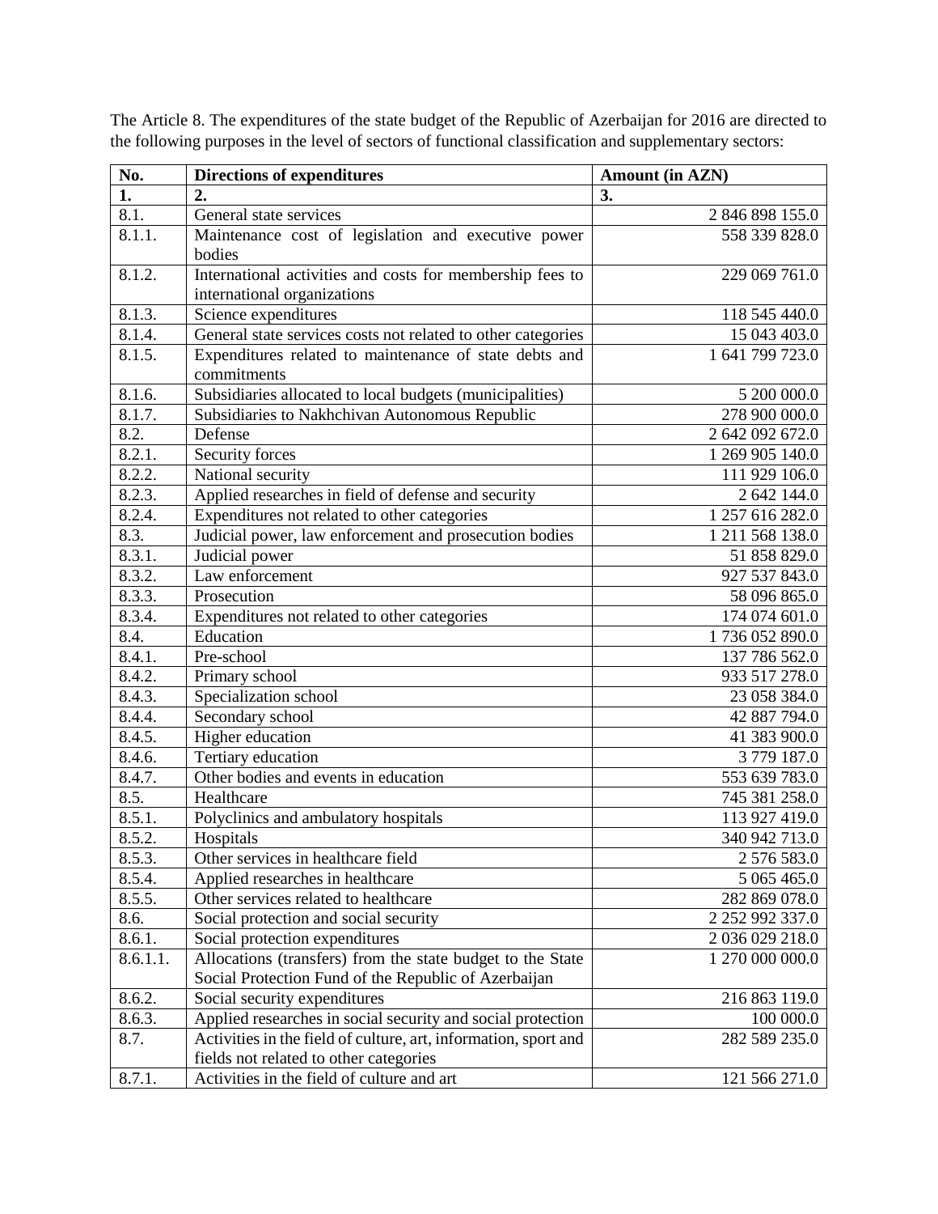The Article 8. The expenditures of the state budget of the Republic of Azerbaijan for 2016 are directed to the following purposes in the level of sectors of functional classification and supplementary sectors:

| No. | Directions of expenditures | Amount (in AZN) |
|---|---|---|
| 1. | 2. | 3. |
| 8.1. | General state services | 2 846 898 155.0 |
| 8.1.1. | Maintenance cost of legislation and executive power bodies | 558 339 828.0 |
| 8.1.2. | International activities and costs for membership fees to international organizations | 229 069 761.0 |
| 8.1.3. | Science expenditures | 118 545 440.0 |
| 8.1.4. | General state services costs not related to other categories | 15 043 403.0 |
| 8.1.5. | Expenditures related to maintenance of state debts and commitments | 1 641 799 723.0 |
| 8.1.6. | Subsidiaries allocated to local budgets (municipalities) | 5 200 000.0 |
| 8.1.7. | Subsidiaries to Nakhchivan Autonomous Republic | 278 900 000.0 |
| 8.2. | Defense | 2 642 092 672.0 |
| 8.2.1. | Security forces | 1 269 905 140.0 |
| 8.2.2. | National security | 111 929 106.0 |
| 8.2.3. | Applied researches in field of defense and security | 2 642 144.0 |
| 8.2.4. | Expenditures not related to other categories | 1 257 616 282.0 |
| 8.3. | Judicial power, law enforcement and prosecution bodies | 1 211 568 138.0 |
| 8.3.1. | Judicial power | 51 858 829.0 |
| 8.3.2. | Law enforcement | 927 537 843.0 |
| 8.3.3. | Prosecution | 58 096 865.0 |
| 8.3.4. | Expenditures not related to other categories | 174 074 601.0 |
| 8.4. | Education | 1 736 052 890.0 |
| 8.4.1. | Pre-school | 137 786 562.0 |
| 8.4.2. | Primary school | 933 517 278.0 |
| 8.4.3. | Specialization school | 23 058 384.0 |
| 8.4.4. | Secondary school | 42 887 794.0 |
| 8.4.5. | Higher education | 41 383 900.0 |
| 8.4.6. | Tertiary education | 3 779 187.0 |
| 8.4.7. | Other bodies and events in education | 553 639 783.0 |
| 8.5. | Healthcare | 745 381 258.0 |
| 8.5.1. | Polyclinics and ambulatory hospitals | 113 927 419.0 |
| 8.5.2. | Hospitals | 340 942 713.0 |
| 8.5.3. | Other services in healthcare field | 2 576 583.0 |
| 8.5.4. | Applied researches in healthcare | 5 065 465.0 |
| 8.5.5. | Other services related to healthcare | 282 869 078.0 |
| 8.6. | Social protection and social security | 2 252 992 337.0 |
| 8.6.1. | Social protection expenditures | 2 036 029 218.0 |
| 8.6.1.1. | Allocations (transfers) from the state budget to the State Social Protection Fund of the Republic of Azerbaijan | 1 270 000 000.0 |
| 8.6.2. | Social security expenditures | 216 863 119.0 |
| 8.6.3. | Applied researches in social security and social protection | 100 000.0 |
| 8.7. | Activities in the field of culture, art, information, sport and fields not related to other categories | 282 589 235.0 |
| 8.7.1. | Activities in the field of culture and art | 121 566 271.0 |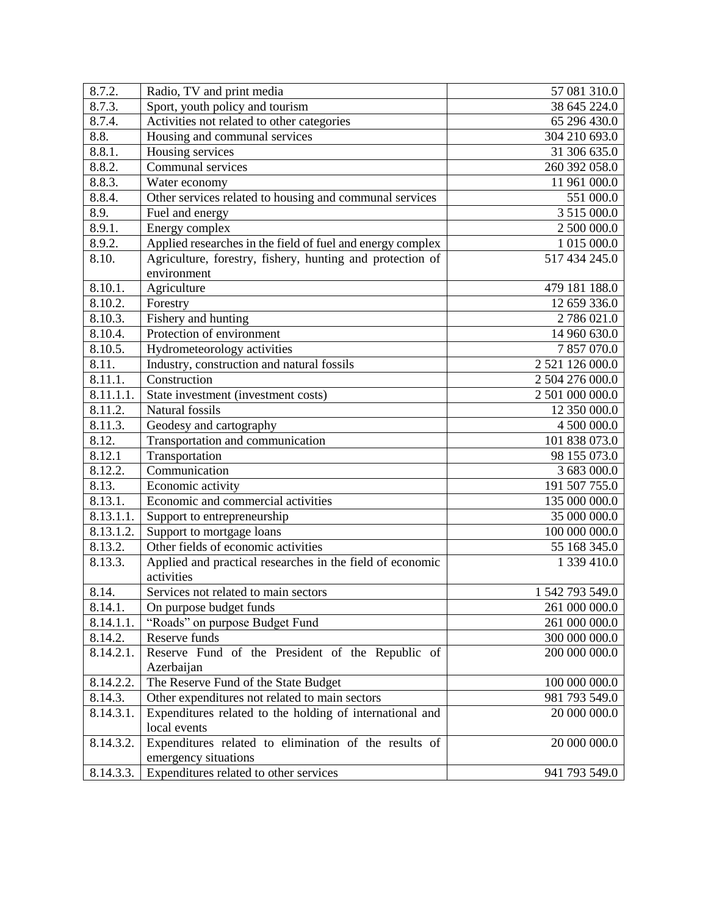| | | |
|---|---|---|
| 8.7.2. | Radio, TV and print media | 57 081 310.0 |
| 8.7.3. | Sport, youth policy and tourism | 38 645 224.0 |
| 8.7.4. | Activities not related to other categories | 65 296 430.0 |
| 8.8. | Housing and communal services | 304 210 693.0 |
| 8.8.1. | Housing services | 31 306 635.0 |
| 8.8.2. | Communal services | 260 392 058.0 |
| 8.8.3. | Water economy | 11 961 000.0 |
| 8.8.4. | Other services related to housing and communal services | 551 000.0 |
| 8.9. | Fuel and energy | 3 515 000.0 |
| 8.9.1. | Energy complex | 2 500 000.0 |
| 8.9.2. | Applied researches in the field of fuel and energy complex | 1 015 000.0 |
| 8.10. | Agriculture, forestry, fishery, hunting and protection of environment | 517 434 245.0 |
| 8.10.1. | Agriculture | 479 181 188.0 |
| 8.10.2. | Forestry | 12 659 336.0 |
| 8.10.3. | Fishery and hunting | 2 786 021.0 |
| 8.10.4. | Protection of environment | 14 960 630.0 |
| 8.10.5. | Hydrometeorology activities | 7 857 070.0 |
| 8.11. | Industry, construction and natural fossils | 2 521 126 000.0 |
| 8.11.1. | Construction | 2 504 276 000.0 |
| 8.11.1.1. | State investment (investment costs) | 2 501 000 000.0 |
| 8.11.2. | Natural fossils | 12 350 000.0 |
| 8.11.3. | Geodesy and cartography | 4 500 000.0 |
| 8.12. | Transportation and communication | 101 838 073.0 |
| 8.12.1 | Transportation | 98 155 073.0 |
| 8.12.2. | Communication | 3 683 000.0 |
| 8.13. | Economic activity | 191 507 755.0 |
| 8.13.1. | Economic and commercial activities | 135 000 000.0 |
| 8.13.1.1. | Support to entrepreneurship | 35 000 000.0 |
| 8.13.1.2. | Support to mortgage loans | 100 000 000.0 |
| 8.13.2. | Other fields of economic activities | 55 168 345.0 |
| 8.13.3. | Applied and practical researches in the field of economic activities | 1 339 410.0 |
| 8.14. | Services not related to main sectors | 1 542 793 549.0 |
| 8.14.1. | On purpose budget funds | 261 000 000.0 |
| 8.14.1.1. | "Roads" on purpose Budget Fund | 261 000 000.0 |
| 8.14.2. | Reserve funds | 300 000 000.0 |
| 8.14.2.1. | Reserve Fund of the President of the Republic of Azerbaijan | 200 000 000.0 |
| 8.14.2.2. | The Reserve Fund of the State Budget | 100 000 000.0 |
| 8.14.3. | Other expenditures not related to main sectors | 981 793 549.0 |
| 8.14.3.1. | Expenditures related to the holding of international and local events | 20 000 000.0 |
| 8.14.3.2. | Expenditures related to elimination of the results of emergency situations | 20 000 000.0 |
| 8.14.3.3. | Expenditures related to other services | 941 793 549.0 |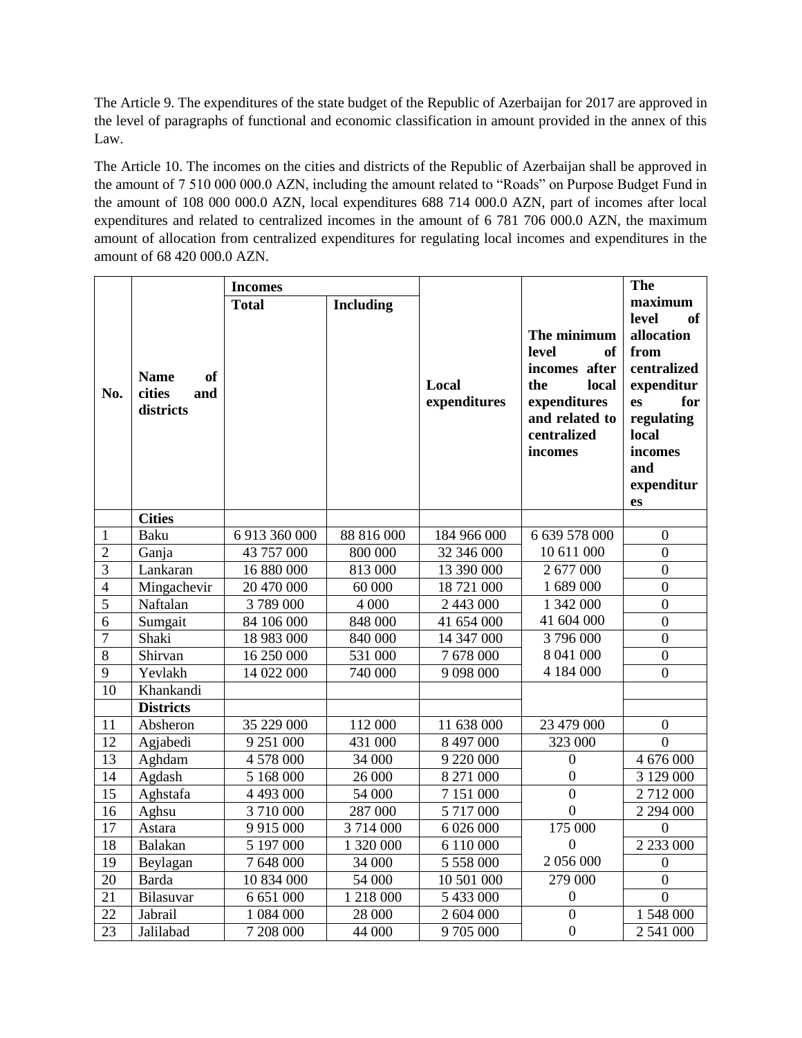The Article 9. The expenditures of the state budget of the Republic of Azerbaijan for 2017 are approved in the level of paragraphs of functional and economic classification in amount provided in the annex of this Law.

The Article 10. The incomes on the cities and districts of the Republic of Azerbaijan shall be approved in the amount of 7 510 000 000.0 AZN, including the amount related to "Roads" on Purpose Budget Fund in the amount of 108 000 000.0 AZN, local expenditures 688 714 000.0 AZN, part of incomes after local expenditures and related to centralized incomes in the amount of 6 781 706 000.0 AZN, the maximum amount of allocation from centralized expenditures for regulating local incomes and expenditures in the amount of 68 420 000.0 AZN.

| No. | Name of cities and districts | Incomes | | Local expenditures | The minimum level of incomes after the local expenditures and related to centralized incomes | The maximum level of allocation from centralized expenditures for regulating local incomes and expenditures |
|---|---|---|---|---|---|---|
| | | Total | Including | | | |
| | **Cities** | | | | | |
| 1 | Baku | 6 913 360 000 | 88 816 000 | 184 966 000 | 6 639 578 000 | 0 |
| 2 | Ganja | 43 757 000 | 800 000 | 32 346 000 | 10 611 000 | 0 |
| 3 | Lankaran | 16 880 000 | 813 000 | 13 390 000 | 2 677 000 | 0 |
| 4 | Mingachevir | 20 470 000 | 60 000 | 18 721 000 | 1 689 000 | 0 |
| 5 | Naftalan | 3 789 000 | 4 000 | 2 443 000 | 1 342 000 | 0 |
| 6 | Sumgait | 84 106 000 | 848 000 | 41 654 000 | 41 604 000 | 0 |
| 7 | Shaki | 18 983 000 | 840 000 | 14 347 000 | 3 796 000 | 0 |
| 8 | Shirvan | 16 250 000 | 531 000 | 7 678 000 | 8 041 000 | 0 |
| 9 | Yevlakh | 14 022 000 | 740 000 | 9 098 000 | 4 184 000 | 0 |
| 10 | Khankandi | | | | | |
| | **Districts** | | | | | |
| 11 | Absheron | 35 229 000 | 112 000 | 11 638 000 | 23 479 000 | 0 |
| 12 | Agjabedi | 9 251 000 | 431 000 | 8 497 000 | 323 000 | 0 |
| 13 | Aghdam | 4 578 000 | 34 000 | 9 220 000 | 0 | 4 676 000 |
| 14 | Agdash | 5 168 000 | 26 000 | 8 271 000 | 0 | 3 129 000 |
| 15 | Aghstafa | 4 493 000 | 54 000 | 7 151 000 | 0 | 2 712 000 |
| 16 | Aghsu | 3 710 000 | 287 000 | 5 717 000 | 0 | 2 294 000 |
| 17 | Astara | 9 915 000 | 3 714 000 | 6 026 000 | 175 000 | 0 |
| 18 | Balakan | 5 197 000 | 1 320 000 | 6 110 000 | 0 | 2 233 000 |
| 19 | Beylagan | 7 648 000 | 34 000 | 5 558 000 | 2 056 000 | 0 |
| 20 | Barda | 10 834 000 | 54 000 | 10 501 000 | 279 000 | 0 |
| 21 | Bilasuvar | 6 651 000 | 1 218 000 | 5 433 000 | 0 | 0 |
| 22 | Jabrail | 1 084 000 | 28 000 | 2 604 000 | 0 | 1 548 000 |
| 23 | Jalilabad | 7 208 000 | 44 000 | 9 705 000 | 0 | 2 541 000 |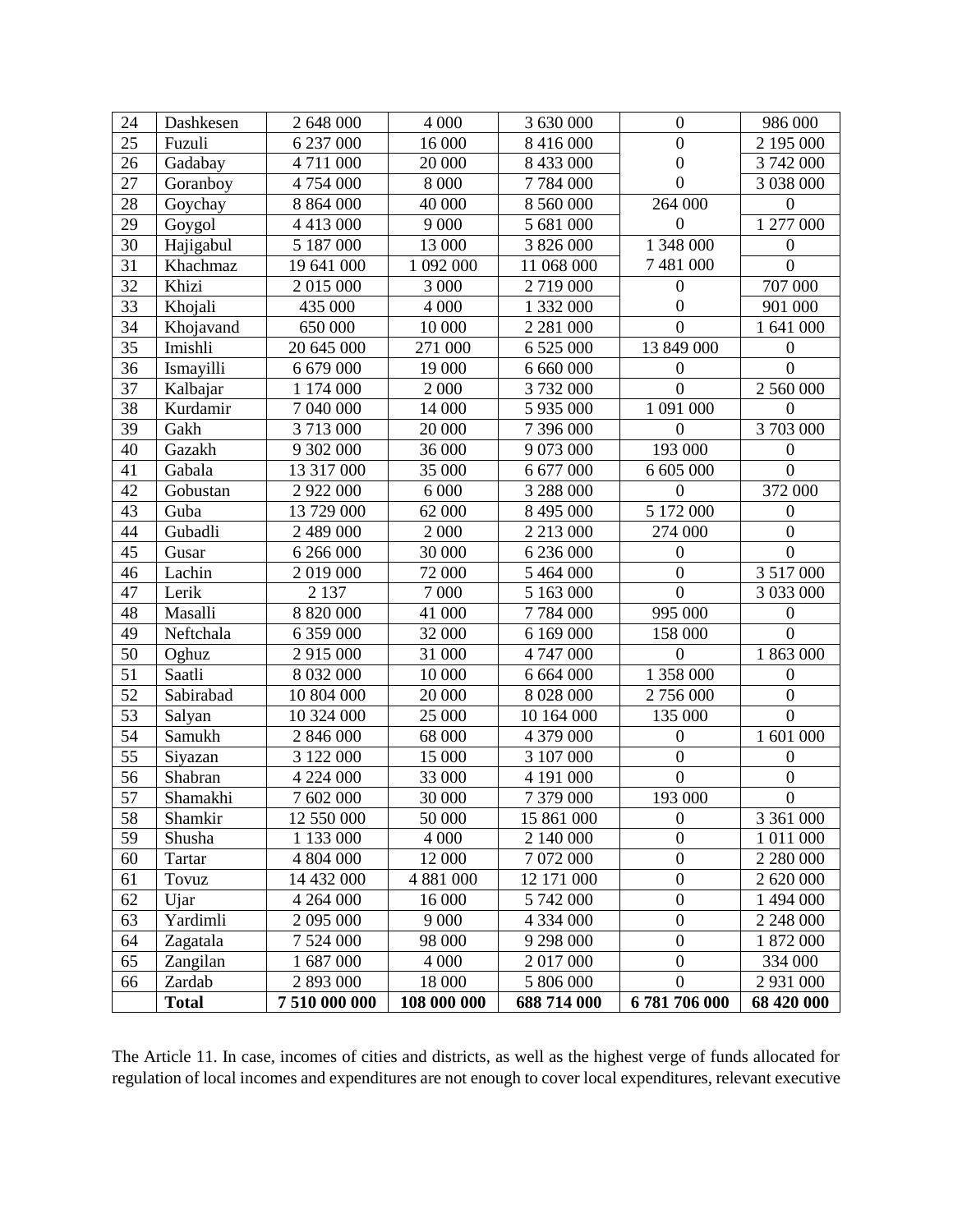| 24 | Dashkesen | 2 648 000 | 4 000 | 3 630 000 | 0 | 986 000 |
|---|---|---|---|---|---|---|
| 25 | Fuzuli | 6 237 000 | 16 000 | 8 416 000 | 0 | 2 195 000 |
| 26 | Gadabay | 4 711 000 | 20 000 | 8 433 000 | 0 | 3 742 000 |
| 27 | Goranboy | 4 754 000 | 8 000 | 7 784 000 | 0 | 3 038 000 |
| 28 | Goychay | 8 864 000 | 40 000 | 8 560 000 | 264 000 | 0 |
| 29 | Goygol | 4 413 000 | 9 000 | 5 681 000 | 0 | 1 277 000 |
| 30 | Hajigabul | 5 187 000 | 13 000 | 3 826 000 | 1 348 000 | 0 |
| 31 | Khachmaz | 19 641 000 | 1 092 000 | 11 068 000 | 7 481 000 | 0 |
| 32 | Khizi | 2 015 000 | 3 000 | 2 719 000 | 0 | 707 000 |
| 33 | Khojali | 435 000 | 4 000 | 1 332 000 | 0 | 901 000 |
| 34 | Khojavand | 650 000 | 10 000 | 2 281 000 | 0 | 1 641 000 |
| 35 | Imishli | 20 645 000 | 271 000 | 6 525 000 | 13 849 000 | 0 |
| 36 | Ismayilli | 6 679 000 | 19 000 | 6 660 000 | 0 | 0 |
| 37 | Kalbajar | 1 174 000 | 2 000 | 3 732 000 | 0 | 2 560 000 |
| 38 | Kurdamir | 7 040 000 | 14 000 | 5 935 000 | 1 091 000 | 0 |
| 39 | Gakh | 3 713 000 | 20 000 | 7 396 000 | 0 | 3 703 000 |
| 40 | Gazakh | 9 302 000 | 36 000 | 9 073 000 | 193 000 | 0 |
| 41 | Gabala | 13 317 000 | 35 000 | 6 677 000 | 6 605 000 | 0 |
| 42 | Gobustan | 2 922 000 | 6 000 | 3 288 000 | 0 | 372 000 |
| 43 | Guba | 13 729 000 | 62 000 | 8 495 000 | 5 172 000 | 0 |
| 44 | Gubadli | 2 489 000 | 2 000 | 2 213 000 | 274 000 | 0 |
| 45 | Gusar | 6 266 000 | 30 000 | 6 236 000 | 0 | 0 |
| 46 | Lachin | 2 019 000 | 72 000 | 5 464 000 | 0 | 3 517 000 |
| 47 | Lerik | 2 137 | 7 000 | 5 163 000 | 0 | 3 033 000 |
| 48 | Masalli | 8 820 000 | 41 000 | 7 784 000 | 995 000 | 0 |
| 49 | Neftchala | 6 359 000 | 32 000 | 6 169 000 | 158 000 | 0 |
| 50 | Oghuz | 2 915 000 | 31 000 | 4 747 000 | 0 | 1 863 000 |
| 51 | Saatli | 8 032 000 | 10 000 | 6 664 000 | 1 358 000 | 0 |
| 52 | Sabirabad | 10 804 000 | 20 000 | 8 028 000 | 2 756 000 | 0 |
| 53 | Salyan | 10 324 000 | 25 000 | 10 164 000 | 135 000 | 0 |
| 54 | Samukh | 2 846 000 | 68 000 | 4 379 000 | 0 | 1 601 000 |
| 55 | Siyazan | 3 122 000 | 15 000 | 3 107 000 | 0 | 0 |
| 56 | Shabran | 4 224 000 | 33 000 | 4 191 000 | 0 | 0 |
| 57 | Shamakhi | 7 602 000 | 30 000 | 7 379 000 | 193 000 | 0 |
| 58 | Shamkir | 12 550 000 | 50 000 | 15 861 000 | 0 | 3 361 000 |
| 59 | Shusha | 1 133 000 | 4 000 | 2 140 000 | 0 | 1 011 000 |
| 60 | Tartar | 4 804 000 | 12 000 | 7 072 000 | 0 | 2 280 000 |
| 61 | Tovuz | 14 432 000 | 4 881 000 | 12 171 000 | 0 | 2 620 000 |
| 62 | Ujar | 4 264 000 | 16 000 | 5 742 000 | 0 | 1 494 000 |
| 63 | Yardimli | 2 095 000 | 9 000 | 4 334 000 | 0 | 2 248 000 |
| 64 | Zagatala | 7 524 000 | 98 000 | 9 298 000 | 0 | 1 872 000 |
| 65 | Zangilan | 1 687 000 | 4 000 | 2 017 000 | 0 | 334 000 |
| 66 | Zardab | 2 893 000 | 18 000 | 5 806 000 | 0 | 2 931 000 |
| | **Total** | **7 510 000 000** | **108 000 000** | **688 714 000** | **6 781 706 000** | **68 420 000** |

The Article 11. In case, incomes of cities and districts, as well as the highest verge of funds allocated for regulation of local incomes and expenditures are not enough to cover local expenditures, relevant executive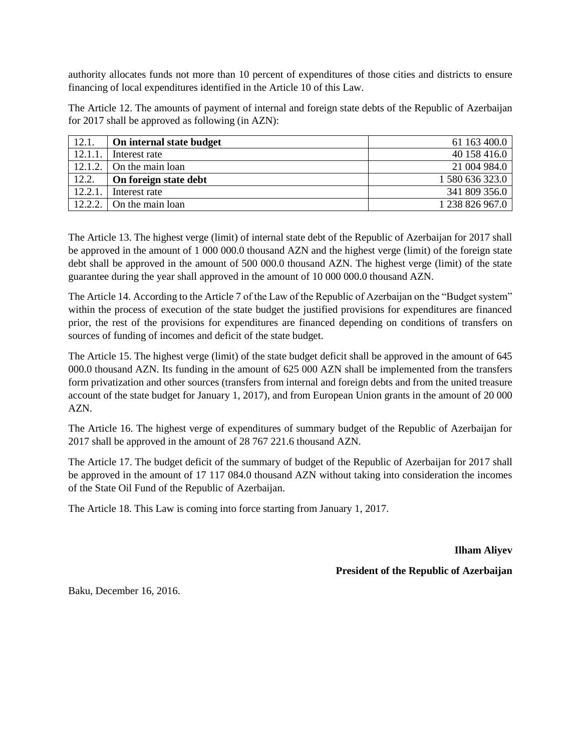authority allocates funds not more than 10 percent of expenditures of those cities and districts to ensure financing of local expenditures identified in the Article 10 of this Law.

The Article 12. The amounts of payment of internal and foreign state debts of the Republic of Azerbaijan for 2017 shall be approved as following (in AZN):

| | | |
|---|---|---|
| 12.1. | **On internal state budget** | 61 163 400.0 |
| 12.1.1. | Interest rate | 40 158 416.0 |
| 12.1.2. | On the main loan | 21 004 984.0 |
| 12.2. | **On foreign state debt** | 1 580 636 323.0 |
| 12.2.1. | Interest rate | 341 809 356.0 |
| 12.2.2. | On the main loan | 1 238 826 967.0 |

The Article 13. The highest verge (limit) of internal state debt of the Republic of Azerbaijan for 2017 shall be approved in the amount of 1 000 000.0 thousand AZN and the highest verge (limit) of the foreign state debt shall be approved in the amount of 500 000.0 thousand AZN. The highest verge (limit) of the state guarantee during the year shall approved in the amount of 10 000 000.0 thousand AZN.

The Article 14. According to the Article 7 of the Law of the Republic of Azerbaijan on the "Budget system" within the process of execution of the state budget the justified provisions for expenditures are financed prior, the rest of the provisions for expenditures are financed depending on conditions of transfers on sources of funding of incomes and deficit of the state budget.

The Article 15. The highest verge (limit) of the state budget deficit shall be approved in the amount of 645 000.0 thousand AZN. Its funding in the amount of 625 000 AZN shall be implemented from the transfers form privatization and other sources (transfers from internal and foreign debts and from the united treasure account of the state budget for January 1, 2017), and from European Union grants in the amount of 20 000 AZN.

The Article 16. The highest verge of expenditures of summary budget of the Republic of Azerbaijan for 2017 shall be approved in the amount of 28 767 221.6 thousand AZN.

The Article 17. The budget deficit of the summary of budget of the Republic of Azerbaijan for 2017 shall be approved in the amount of 17 117 084.0 thousand AZN without taking into consideration the incomes of the State Oil Fund of the Republic of Azerbaijan.

The Article 18. This Law is coming into force starting from January 1, 2017.

**Ilham Aliyev**

**President of the Republic of Azerbaijan**

Baku, December 16, 2016.